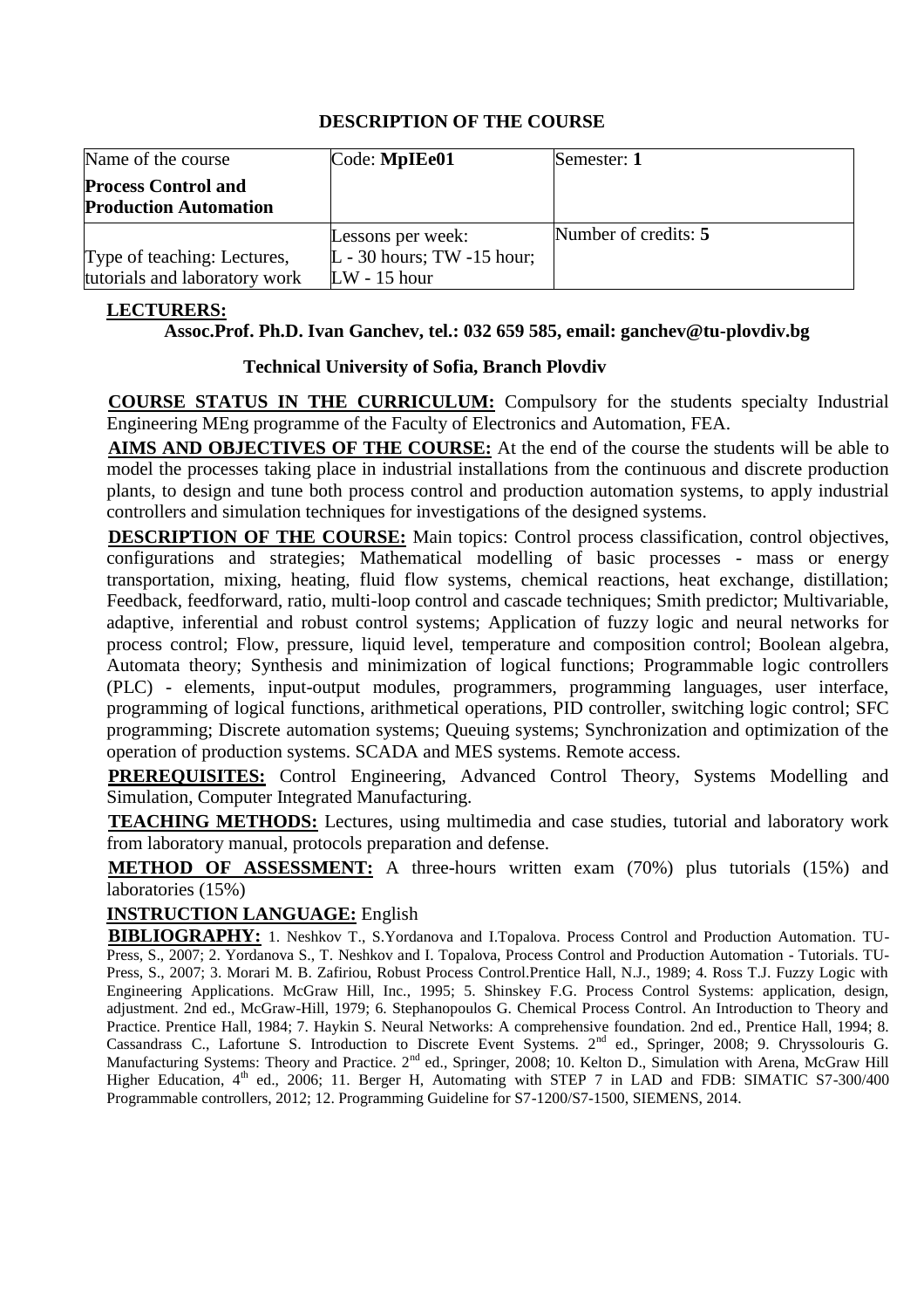# DESCRIPTION OF THE COURSE

| Name of the course<br>**Process Control and Production Automation** | Code: **MpIEe01** | Semester: **1** |
|---|---|---|
| Type of teaching: Lectures, tutorials and laboratory work | Lessons per week:<br>L - 30 hours; TW -15 hour;<br>LW - 15 hour | Number of credits: **5** |

**LECTURERS:**

**Assoc.Prof. Ph.D. Ivan Ganchev, tel.: 032 659 585, email: ganchev@tu-plovdiv.bg**

**Technical University of Sofia, Branch Plovdiv**

**COURSE STATUS IN THE CURRICULUM:** Compulsory for the students specialty Industrial Engineering MEng programme of the Faculty of Electronics and Automation, FEA.

**AIMS AND OBJECTIVES OF THE COURSE:** At the end of the course the students will be able to model the processes taking place in industrial installations from the continuous and discrete production plants, to design and tune both process control and production automation systems, to apply industrial controllers and simulation techniques for investigations of the designed systems.

**DESCRIPTION OF THE COURSE:** Main topics: Control process classification, control objectives, configurations and strategies; Mathematical modelling of basic processes - mass or energy transportation, mixing, heating, fluid flow systems, chemical reactions, heat exchange, distillation; Feedback, feedforward, ratio, multi-loop control and cascade techniques; Smith predictor; Multivariable, adaptive, inferential and robust control systems; Application of fuzzy logic and neural networks for process control; Flow, pressure, liquid level, temperature and composition control; Boolean algebra, Automata theory; Synthesis and minimization of logical functions; Programmable logic controllers (PLC) - elements, input-output modules, programmers, programming languages, user interface, programming of logical functions, arithmetical operations, PID controller, switching logic control; SFC programming; Discrete automation systems; Queuing systems; Synchronization and optimization of the operation of production systems. SCADA and MES systems. Remote access.

**PREREQUISITES:** Control Engineering, Advanced Control Theory, Systems Modelling and Simulation, Computer Integrated Manufacturing.

**TEACHING METHODS:** Lectures, using multimedia and case studies, tutorial and laboratory work from laboratory manual, protocols preparation and defense.

**METHOD OF ASSESSMENT:** A three-hours written exam (70%) plus tutorials (15%) and laboratories (15%)

**INSTRUCTION LANGUAGE:** English

**BIBLIOGRAPHY:** 1. Neshkov T., S.Yordanova and I.Topalova. Process Control and Production Automation. TU-Press, S., 2007; 2. Yordanova S., T. Neshkov and I. Topalova, Process Control and Production Automation - Tutorials. TU-Press, S., 2007; 3. Morari M. B. Zafiriou, Robust Process Control.Prentice Hall, N.J., 1989; 4. Ross T.J. Fuzzy Logic with Engineering Applications. McGraw Hill, Inc., 1995; 5. Shinskey F.G. Process Control Systems: application, design, adjustment. 2nd ed., McGraw-Hill, 1979; 6. Stephanopoulos G. Chemical Process Control. An Introduction to Theory and Practice. Prentice Hall, 1984; 7. Haykin S. Neural Networks: A comprehensive foundation. 2nd ed., Prentice Hall, 1994; 8. Cassandrass C., Lafortune S. Introduction to Discrete Event Systems. 2nd ed., Springer, 2008; 9. Chryssolouris G. Manufacturing Systems: Theory and Practice. 2nd ed., Springer, 2008; 10. Kelton D., Simulation with Arena, McGraw Hill Higher Education, 4th ed., 2006; 11. Berger H, Automating with STEP 7 in LAD and FDB: SIMATIC S7-300/400 Programmable controllers, 2012; 12. Programming Guideline for S7-1200/S7-1500, SIEMENS, 2014.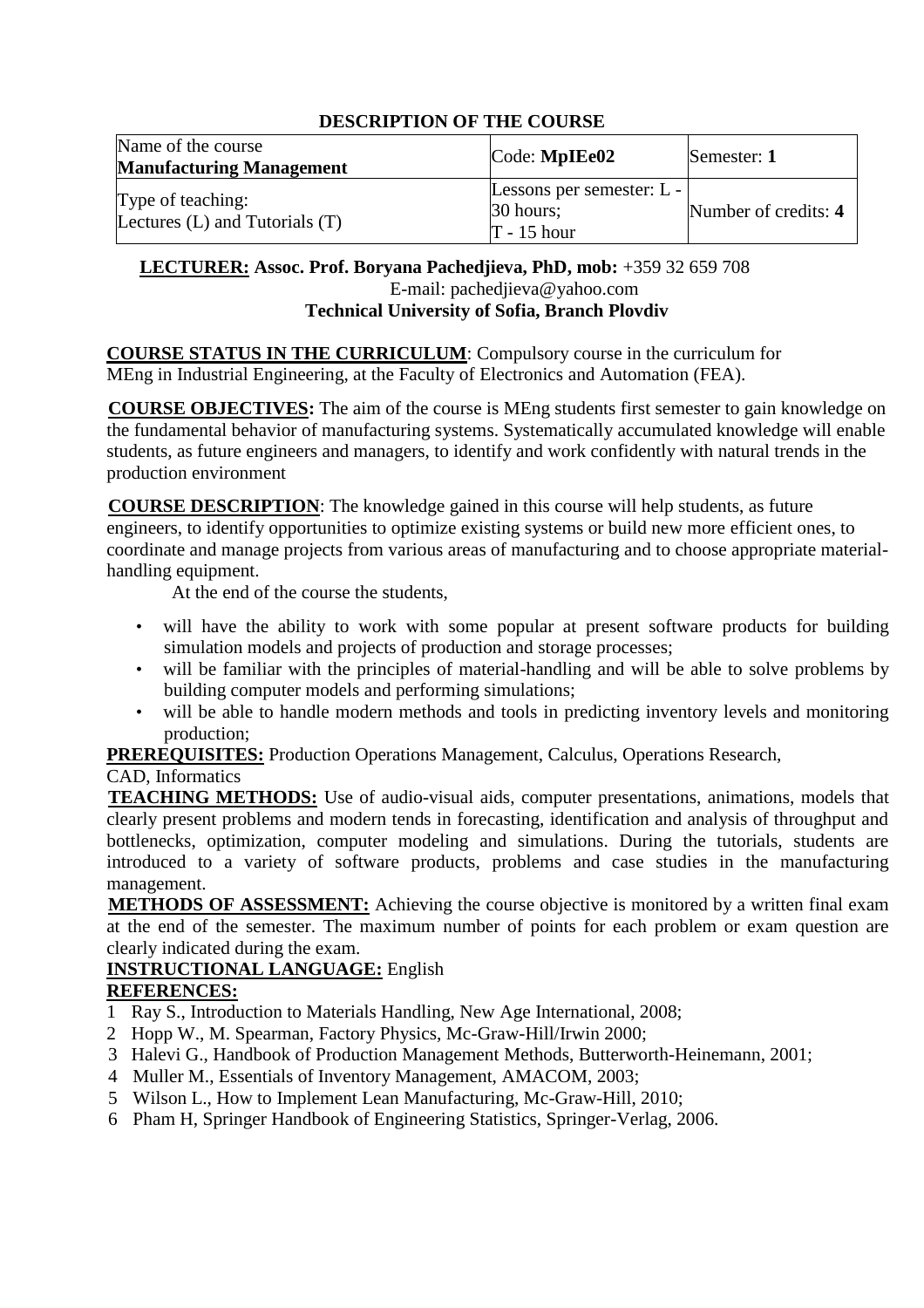## DESCRIPTION OF THE COURSE

| Name of the course **Manufacturing Management** | Code: **MpIEe02** | Semester: **1** |
|---|---|---|
| Type of teaching: Lectures (L) and Tutorials (T) | Lessons per semester: L - 30 hours; T - 15 hour | Number of credits: **4** |

**LECTURER: Assoc. Prof. Boryana Pachedjieva, PhD, mob:** +359 32 659 708
E-mail: pachedjieva@yahoo.com
**Technical University of Sofia, Branch Plovdiv**

**COURSE STATUS IN THE CURRICULUM**: Compulsory course in the curriculum for MEng in Industrial Engineering, at the Faculty of Electronics and Automation (FEA).

**COURSE OBJECTIVES:** The aim of the course is MEng students first semester to gain knowledge on the fundamental behavior of manufacturing systems. Systematically accumulated knowledge will enable students, as future engineers and managers, to identify and work confidently with natural trends in the production environment

**COURSE DESCRIPTION**: The knowledge gained in this course will help students, as future engineers, to identify opportunities to optimize existing systems or build new more efficient ones, to coordinate and manage projects from various areas of manufacturing and to choose appropriate material-handling equipment.

At the end of the course the students,

- will have the ability to work with some popular at present software products for building simulation models and projects of production and storage processes;
- will be familiar with the principles of material-handling and will be able to solve problems by building computer models and performing simulations;
- will be able to handle modern methods and tools in predicting inventory levels and monitoring production;

**PREREQUISITES:** Production Operations Management, Calculus, Operations Research, CAD, Informatics

**TEACHING METHODS:** Use of audio-visual aids, computer presentations, animations, models that clearly present problems and modern tends in forecasting, identification and analysis of throughput and bottlenecks, optimization, computer modeling and simulations. During the tutorials, students are introduced to a variety of software products, problems and case studies in the manufacturing management.

**METHODS OF ASSESSMENT:** Achieving the course objective is monitored by a written final exam at the end of the semester. The maximum number of points for each problem or exam question are clearly indicated during the exam.

**INSTRUCTIONAL LANGUAGE:** English

**REFERENCES:**

1 Ray S., Introduction to Materials Handling, New Age International, 2008;
2 Hopp W., M. Spearman, Factory Physics, Mc-Graw-Hill/Irwin 2000;
3 Halevi G., Handbook of Production Management Methods, Butterworth-Heinemann, 2001;
4 Muller M., Essentials of Inventory Management, AMACOM, 2003;
5 Wilson L., How to Implement Lean Manufacturing, Mc-Graw-Hill, 2010;
6 Pham H, Springer Handbook of Engineering Statistics, Springer-Verlag, 2006.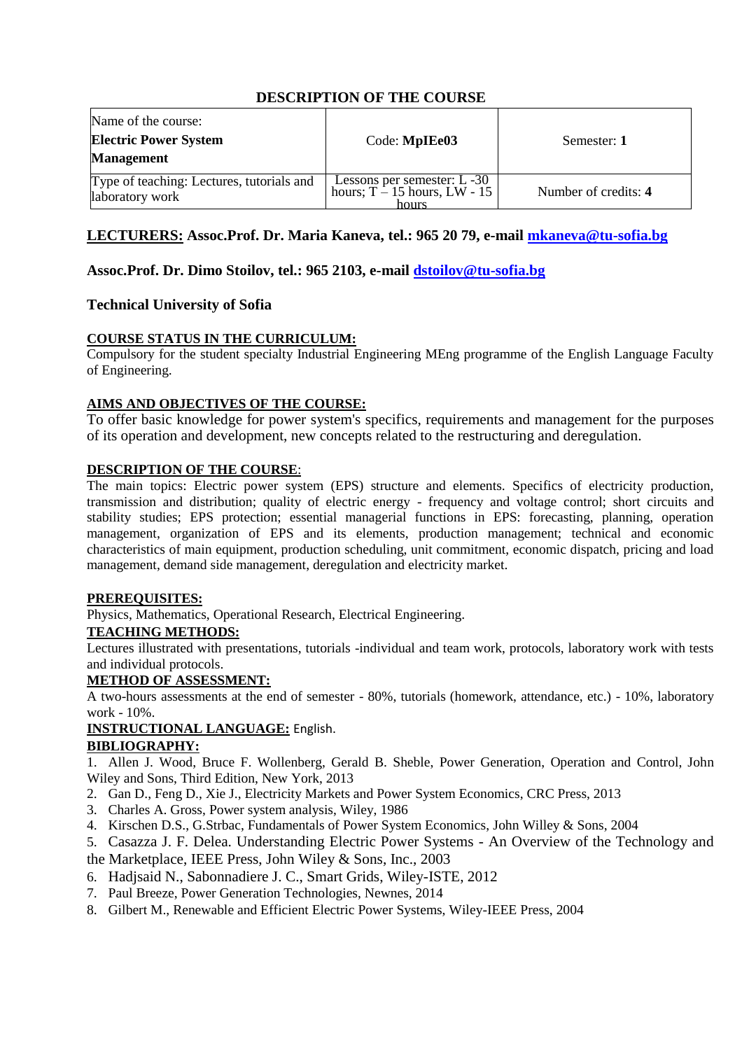## DESCRIPTION OF THE COURSE

| Name of the course: **Electric Power System Management** | Code: **MpIEe03** | Semester: **1** |
|---|---|---|
| Type of teaching: Lectures, tutorials and laboratory work | Lessons per semester: L -30 hours; T – 15 hours, LW - 15 hours | Number of credits: **4** |

**LECTURERS: Assoc.Prof. Dr. Maria Kaneva, tel.: 965 20 79, e-mail mkaneva@tu-sofia.bg**

**Assoc.Prof. Dr. Dimo Stoilov, tel.: 965 2103, e-mail dstoilov@tu-sofia.bg**

**Technical University of Sofia**

**COURSE STATUS IN THE CURRICULUM:**
Compulsory for the student specialty Industrial Engineering MEng programme of the English Language Faculty of Engineering.

**AIMS AND OBJECTIVES OF THE COURSE:**
To offer basic knowledge for power system's specifics, requirements and management for the purposes of its operation and development, new concepts related to the restructuring and deregulation.

**DESCRIPTION OF THE COURSE**:
The main topics: Electric power system (EPS) structure and elements. Specifics of electricity production, transmission and distribution; quality of electric energy - frequency and voltage control; short circuits and stability studies; EPS protection; essential managerial functions in EPS: forecasting, planning, operation management, organization of EPS and its elements, production management; technical and economic characteristics of main equipment, production scheduling, unit commitment, economic dispatch, pricing and load management, demand side management, deregulation and electricity market.

**PREREQUISITES:**
Physics, Mathematics, Operational Research, Electrical Engineering.

**TEACHING METHODS:**
Lectures illustrated with presentations, tutorials -individual and team work, protocols, laboratory work with tests and individual protocols.

**METHOD OF ASSESSMENT:**
A two-hours assessments at the end of semester - 80%, tutorials (homework, attendance, etc.) - 10%, laboratory work - 10%.

**INSTRUCTIONAL LANGUAGE:** English.

**BIBLIOGRAPHY:**

1. Allen J. Wood, Bruce F. Wollenberg, Gerald B. Sheble, Power Generation, Operation and Control, John Wiley and Sons, Third Edition, New York, 2013
2. Gan D., Feng D., Xie J., Electricity Markets and Power System Economics, CRC Press, 2013
3. Charles A. Gross, Power system analysis, Wiley, 1986
4. Kirschen D.S., G.Strbac, Fundamentals of Power System Economics, John Willey & Sons, 2004
5. Casazza J. F. Delea. Understanding Electric Power Systems - An Overview of the Technology and the Marketplace, IEEE Press, John Wiley & Sons, Inc., 2003
6. Hadjsaid N., Sabonnadiere J. C., Smart Grids, Wiley-ISTE, 2012
7. Paul Breeze, Power Generation Technologies, Newnes, 2014
8. Gilbert M., Renewable and Efficient Electric Power Systems, Wiley-IEEE Press, 2004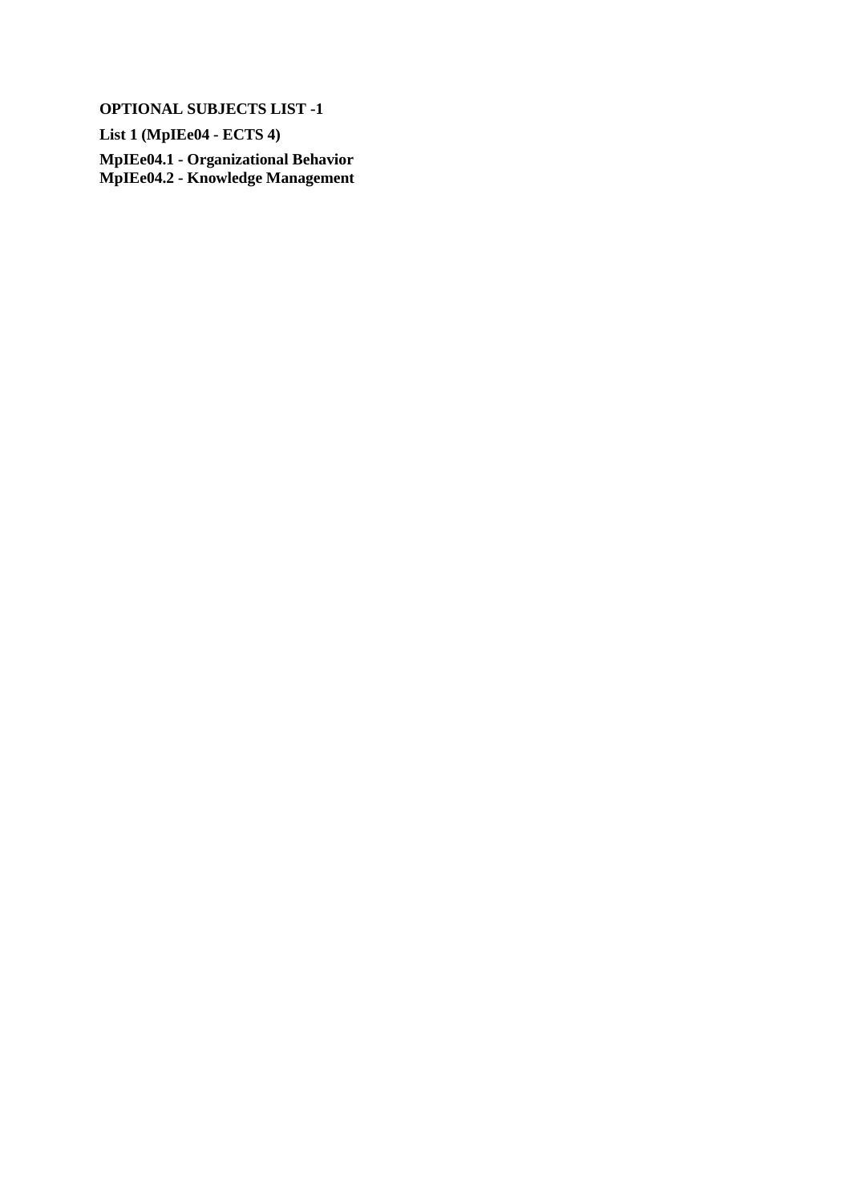**OPTIONAL SUBJECTS LIST -1**

**List 1 (MpIEe04 - ECTS 4)**

**MpIEe04.1 - Organizational Behavior**
**MpIEe04.2 - Knowledge Management**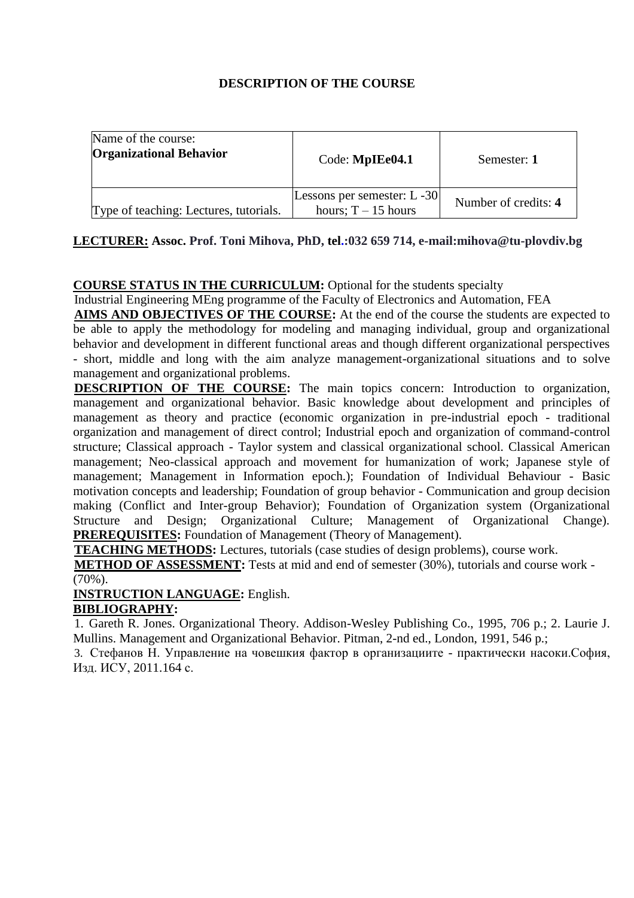**DESCRIPTION OF THE COURSE**

| Name of the course: **Organizational Behavior** | Code: **MpIEe04.1** | Semester: **1** |
|---|---|---|
| Type of teaching: Lectures, tutorials. | Lessons per semester: L -30 hours; T – 15 hours | Number of credits: **4** |

**LECTURER: Assoc. Prof. Toni Mihova, PhD, tel.:032 659 714, e-mail:mihova@tu-plovdiv.bg**

**COURSE STATUS IN THE CURRICULUM:** Optional for the students specialty Industrial Engineering MEng programme of the Faculty of Electronics and Automation, FEA

**AIMS AND OBJECTIVES OF THE COURSE:** At the end of the course the students are expected to be able to apply the methodology for modeling and managing individual, group and organizational behavior and development in different functional areas and though different organizational perspectives - short, middle and long with the aim analyze management-organizational situations and to solve management and organizational problems.

**DESCRIPTION OF THE COURSE:** The main topics concern: Introduction to organization, management and organizational behavior. Basic knowledge about development and principles of management as theory and practice (economic organization in pre-industrial epoch - traditional organization and management of direct control; Industrial epoch and organization of command-control structure; Classical approach - Taylor system and classical organizational school. Classical American management; Neo-classical approach and movement for humanization of work; Japanese style of management; Management in Information epoch.); Foundation of Individual Behaviour - Basic motivation concepts and leadership; Foundation of group behavior - Communication and group decision making (Conflict and Inter-group Behavior); Foundation of Organization system (Organizational Structure and Design; Organizational Culture; Management of Organizational Change).

**PREREQUISITES:** Foundation of Management (Theory of Management).

**TEACHING METHODS:** Lectures, tutorials (case studies of design problems), course work.

**METHOD OF ASSESSMENT:** Tests at mid and end of semester (30%), tutorials and course work - (70%).

**INSTRUCTION LANGUAGE:** English.

**BIBLIOGRAPHY:**

1. Gareth R. Jones. Organizational Theory. Addison-Wesley Publishing Co., 1995, 706 p.; 2. Laurie J. Mullins. Management and Organizational Behavior. Pitman, 2-nd ed., London, 1991, 546 p.;

3. Стефанов Н. Управление на човешкия фактор в организациите - практически насоки.София, Изд. ИСУ, 2011.164 с.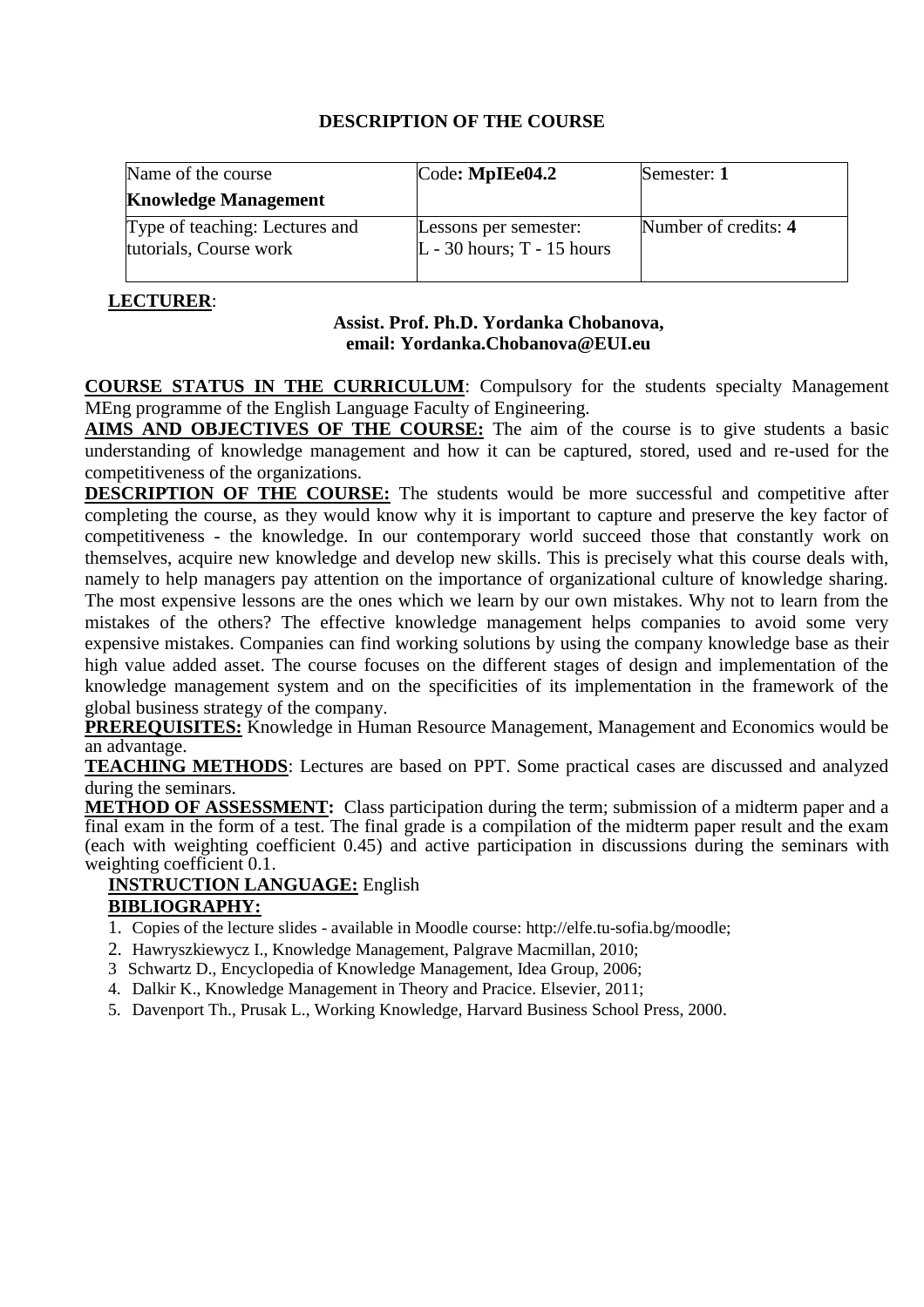## DESCRIPTION OF THE COURSE

| Name of the course<br>**Knowledge Management** | Code**: MpIEe04.2** | Semester: **1** |
|---|---|---|
| Type of teaching: Lectures and tutorials, Course work | Lessons per semester:<br>L - 30 hours; T - 15 hours | Number of credits: **4** |

**LECTURER**:

**Assist. Prof. Ph.D. Yordanka Chobanova,**
**email: Yordanka.Chobanova@EUI.eu**

**COURSE STATUS IN THE CURRICULUM**: Compulsory for the students specialty Management MEng programme of the English Language Faculty of Engineering.

**AIMS AND OBJECTIVES OF THE COURSE:** The aim of the course is to give students a basic understanding of knowledge management and how it can be captured, stored, used and re-used for the competitiveness of the organizations.

**DESCRIPTION OF THE COURSE:** The students would be more successful and competitive after completing the course, as they would know why it is important to capture and preserve the key factor of competitiveness - the knowledge. In our contemporary world succeed those that constantly work on themselves, acquire new knowledge and develop new skills. This is precisely what this course deals with, namely to help managers pay attention on the importance of organizational culture of knowledge sharing. The most expensive lessons are the ones which we learn by our own mistakes. Why not to learn from the mistakes of the others? The effective knowledge management helps companies to avoid some very expensive mistakes. Companies can find working solutions by using the company knowledge base as their high value added asset. The course focuses on the different stages of design and implementation of the knowledge management system and on the specificities of its implementation in the framework of the global business strategy of the company.

**PREREQUISITES:** Knowledge in Human Resource Management, Management and Economics would be an advantage.

**TEACHING METHODS**: Lectures are based on PPT. Some practical cases are discussed and analyzed during the seminars.

**METHOD OF ASSESSMENT:** Class participation during the term; submission of a midterm paper and a final exam in the form of a test. The final grade is a compilation of the midterm paper result and the exam (each with weighting coefficient 0.45) and active participation in discussions during the seminars with weighting coefficient 0.1.

**INSTRUCTION LANGUAGE:** English

**BIBLIOGRAPHY:**

1. Copies of the lecture slides - available in Moodle course: http://elfe.tu-sofia.bg/moodle;
2. Hawryszkiewycz I., Knowledge Management, Palgrave Macmillan, 2010;
3. Schwartz D., Encyclopedia of Knowledge Management, Idea Group, 2006;
4. Dalkir K., Knowledge Management in Theory and Pracice. Elsevier, 2011;
5. Davenport Th., Prusak L., Working Knowledge, Harvard Business School Press, 2000.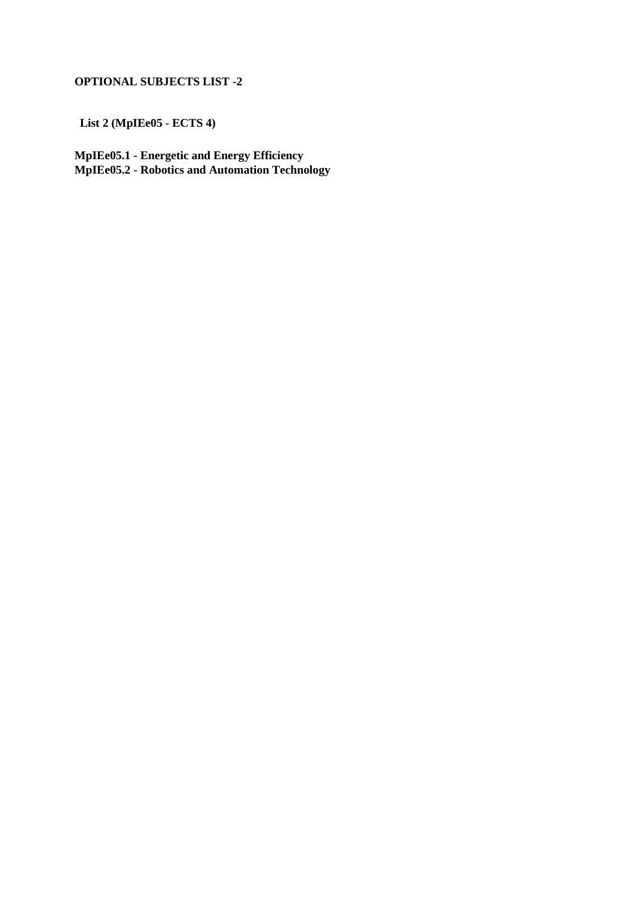**OPTIONAL SUBJECTS LIST -2**

**List 2 (MpIEe05 - ECTS 4)**

**MpIEe05.1 - Energetic and Energy Efficiency**
**MpIEe05.2 - Robotics and Automation Technology**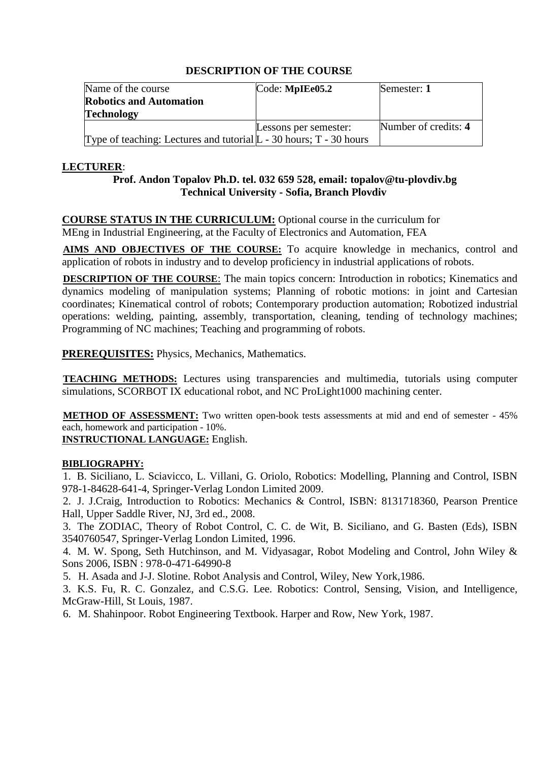## DESCRIPTION OF THE COURSE

| Name of the course **Robotics and Automation Technology** | Code: **MpIEe05.2** | Semester: **1** |
|---|---|---|
| Type of teaching: Lectures and tutorial | Lessons per semester: L - 30 hours; T - 30 hours | Number of credits: **4** |

**LECTURER**:

**Prof. Andon Topalov Ph.D. tel. 032 659 528, email: topalov@tu-plovdiv.bg**
**Technical University - Sofia, Branch Plovdiv**

**COURSE STATUS IN THE CURRICULUM:** Optional course in the curriculum for MEng in Industrial Engineering, at the Faculty of Electronics and Automation, FEA

**AIMS AND OBJECTIVES OF THE COURSE:** To acquire knowledge in mechanics, control and application of robots in industry and to develop proficiency in industrial applications of robots.

**DESCRIPTION OF THE COURSE**: The main topics concern: Introduction in robotics; Kinematics and dynamics modeling of manipulation systems; Planning of robotic motions: in joint and Cartesian coordinates; Kinematical control of robots; Contemporary production automation; Robotized industrial operations: welding, painting, assembly, transportation, cleaning, tending of technology machines; Programming of NC machines; Teaching and programming of robots.

**PREREQUISITES:** Physics, Mechanics, Mathematics.

**TEACHING METHODS:** Lectures using transparencies and multimedia, tutorials using computer simulations, SCORBOT IX educational robot, and NC ProLight1000 machining center.

**METHOD OF ASSESSMENT:** Two written open-book tests assessments at mid and end of semester - 45% each, homework and participation - 10%.

**INSTRUCTIONAL LANGUAGE:** English.

**BIBLIOGRAPHY:**

1. B. Siciliano, L. Sciavicco, L. Villani, G. Oriolo, Robotics: Modelling, Planning and Control, ISBN 978-1-84628-641-4, Springer-Verlag London Limited 2009.
2. J. J.Craig, Introduction to Robotics: Mechanics & Control, ISBN: 8131718360, Pearson Prentice Hall, Upper Saddle River, NJ, 3rd ed., 2008.
3. The ZODIAC, Theory of Robot Control, C. C. de Wit, B. Siciliano, and G. Basten (Eds), ISBN 3540760547, Springer-Verlag London Limited, 1996.
4. M. W. Spong, Seth Hutchinson, and M. Vidyasagar, Robot Modeling and Control, John Wiley & Sons 2006, ISBN : 978-0-471-64990-8
5. H. Asada and J-J. Slotine. Robot Analysis and Control, Wiley, New York,1986.
3. K.S. Fu, R. C. Gonzalez, and C.S.G. Lee. Robotics: Control, Sensing, Vision, and Intelligence, McGraw-Hill, St Louis, 1987.
6. M. Shahinpoor. Robot Engineering Textbook. Harper and Row, New York, 1987.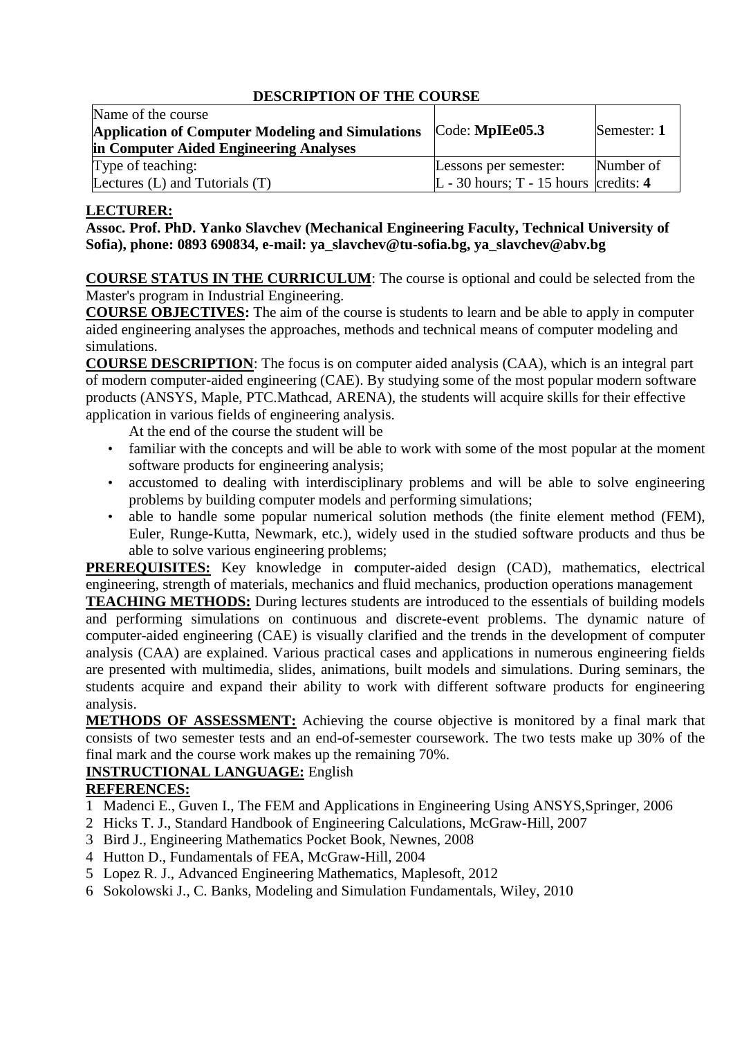# DESCRIPTION OF THE COURSE

| Name of the course **Application of Computer Modeling and Simulations in Computer Aided Engineering Analyses** | Code: **MpIEe05.3** | Semester: **1** |
|---|---|---|
| Type of teaching: Lectures (L) and Tutorials (T) | Lessons per semester: L - 30 hours; T - 15 hours | Number of credits: **4** |

**LECTURER:**

**Assoc. Prof. PhD. Yanko Slavchev (Mechanical Engineering Faculty, Technical University of Sofia), phone: 0893 690834, e-mail: ya_slavchev@tu-sofia.bg, ya_slavchev@abv.bg**

**COURSE STATUS IN THE CURRICULUM**: The course is optional and could be selected from the Master's program in Industrial Engineering.

**COURSE OBJECTIVES:** The aim of the course is students to learn and be able to apply in computer aided engineering analyses the approaches, methods and technical means of computer modeling and simulations.

**COURSE DESCRIPTION**: The focus is on computer aided analysis (CAA), which is an integral part of modern computer-aided engineering (CAE). By studying some of the most popular modern software products (ANSYS, Maple, PTC.Mathcad, ARENA), the students will acquire skills for their effective application in various fields of engineering analysis.

At the end of the course the student will be

- familiar with the concepts and will be able to work with some of the most popular at the moment software products for engineering analysis;
- accustomed to dealing with interdisciplinary problems and will be able to solve engineering problems by building computer models and performing simulations;
- able to handle some popular numerical solution methods (the finite element method (FEM), Euler, Runge-Kutta, Newmark, etc.), widely used in the studied software products and thus be able to solve various engineering problems;

**PREREQUISITES:** Key knowledge in **c**omputer-aided design (CAD), mathematics, electrical engineering, strength of materials, mechanics and fluid mechanics, production operations management

**TEACHING METHODS:** During lectures students are introduced to the essentials of building models and performing simulations on continuous and discrete-event problems. The dynamic nature of computer-aided engineering (CAE) is visually clarified and the trends in the development of computer analysis (CAA) are explained. Various practical cases and applications in numerous engineering fields are presented with multimedia, slides, animations, built models and simulations. During seminars, the students acquire and expand their ability to work with different software products for engineering analysis.

**METHODS OF ASSESSMENT:** Achieving the course objective is monitored by a final mark that consists of two semester tests and an end-of-semester coursework. The two tests make up 30% of the final mark and the course work makes up the remaining 70%.

**INSTRUCTIONAL LANGUAGE:** English

**REFERENCES:**

1. Madenci E., Guven I., The FEM and Applications in Engineering Using ANSYS,Springer, 2006
2. Hicks T. J., Standard Handbook of Engineering Calculations, McGraw-Hill, 2007
3. Bird J., Engineering Mathematics Pocket Book, Newnes, 2008
4. Hutton D., Fundamentals of FEA, McGraw-Hill, 2004
5. Lopez R. J., Advanced Engineering Mathematics, Maplesoft, 2012
6. Sokolowski J., C. Banks, Modeling and Simulation Fundamentals, Wiley, 2010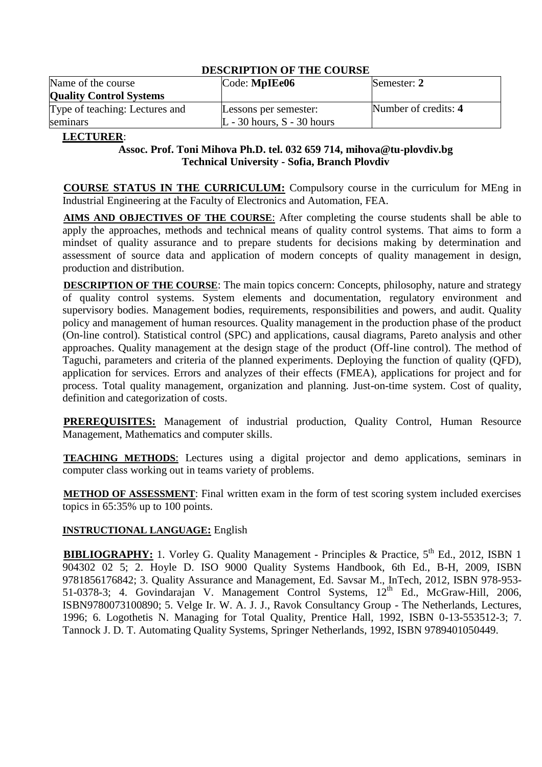## DESCRIPTION OF THE COURSE

| Name of the course **Quality Control Systems** | Code: **MpIEe06** | Semester: **2** |
|---|---|---|
| Type of teaching: Lectures and seminars | Lessons per semester: L - 30 hours, S - 30 hours | Number of credits: **4** |

**LECTURER**:

**Assoc. Prof. Toni Mihova Ph.D. tel. 032 659 714, mihova@tu-plovdiv.bg**
**Technical University - Sofia, Branch Plovdiv**

**COURSE STATUS IN THE CURRICULUM:** Compulsory course in the curriculum for MEng in Industrial Engineering at the Faculty of Electronics and Automation, FEA.

**AIMS AND OBJECTIVES OF THE COURSE**: After completing the course students shall be able to apply the approaches, methods and technical means of quality control systems. That aims to form a mindset of quality assurance and to prepare students for decisions making by determination and assessment of source data and application of modern concepts of quality management in design, production and distribution.

**DESCRIPTION OF THE COURSE**: The main topics concern: Concepts, philosophy, nature and strategy of quality control systems. System elements and documentation, regulatory environment and supervisory bodies. Management bodies, requirements, responsibilities and powers, and audit. Quality policy and management of human resources. Quality management in the production phase of the product (On-line control). Statistical control (SPC) and applications, causal diagrams, Pareto analysis and other approaches. Quality management at the design stage of the product (Off-line control). The method of Taguchi, parameters and criteria of the planned experiments. Deploying the function of quality (QFD), application for services. Errors and analyzes of their effects (FMEA), applications for project and for process. Total quality management, organization and planning. Just-on-time system. Cost of quality, definition and categorization of costs.

**PREREQUISITES:** Management of industrial production, Quality Control, Human Resource Management, Mathematics and computer skills.

**TEACHING METHODS**: Lectures using a digital projector and demo applications, seminars in computer class working out in teams variety of problems.

**METHOD OF ASSESSMENT**: Final written exam in the form of test scoring system included exercises topics in 65:35% up to 100 points.

**INSTRUCTIONAL LANGUAGE:** English

**BIBLIOGRAPHY:** 1. Vorley G. Quality Management - Principles & Practice, 5th Ed., 2012, ISBN 1 904302 02 5; 2. Hoyle D. ISO 9000 Quality Systems Handbook, 6th Ed., B-H, 2009, ISBN 9781856176842; 3. Quality Assurance and Management, Ed. Savsar M., InTech, 2012, ISBN 978-953-51-0378-3; 4. Govindarajan V. Management Control Systems, 12th Ed., McGraw-Hill, 2006, ISBN9780073100890; 5. Velge Ir. W. A. J. J., Ravok Consultancy Group - The Netherlands, Lectures, 1996; 6. Logothetis N. Managing for Total Quality, Prentice Hall, 1992, ISBN 0-13-553512-3; 7. Tannock J. D. T. Automating Quality Systems, Springer Netherlands, 1992, ISBN 9789401050449.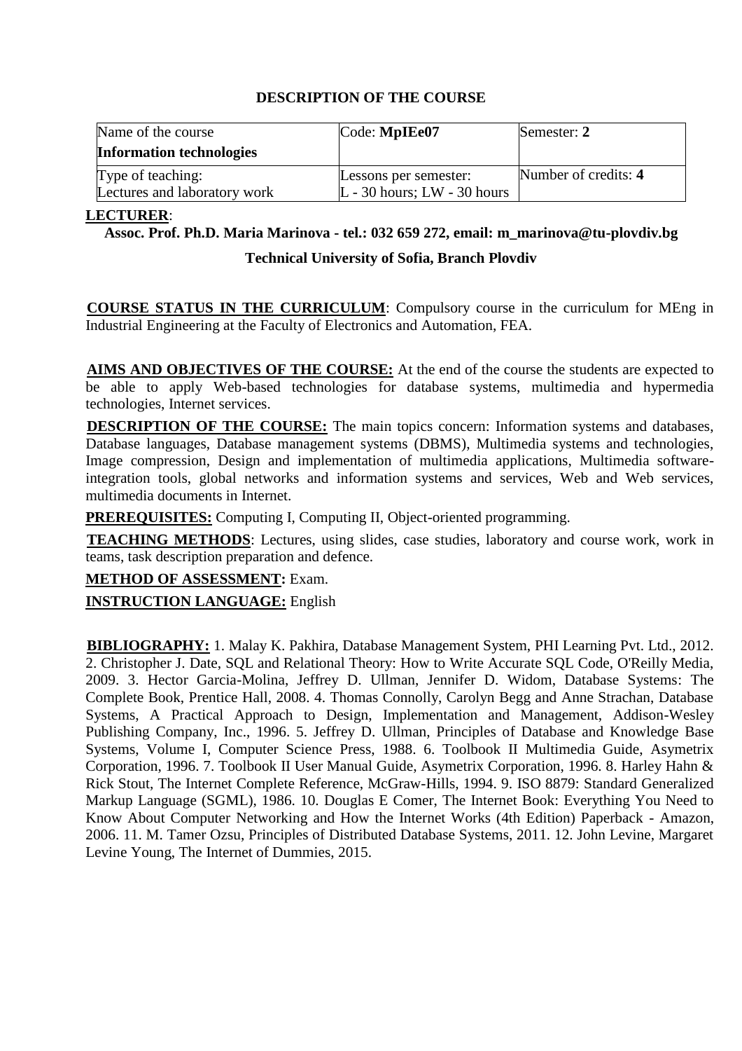## DESCRIPTION OF THE COURSE

| Name of the course **Information technologies** | Code: **MpIEe07** | Semester: **2** |
|---|---|---|
| Type of teaching: Lectures and laboratory work | Lessons per semester: L - 30 hours; LW - 30 hours | Number of credits: **4** |

**LECTURER**:

**Assoc. Prof. Ph.D. Maria Marinova - tel.: 032 659 272, email: m_marinova@tu-plovdiv.bg**

**Technical University of Sofia, Branch Plovdiv**

**COURSE STATUS IN THE CURRICULUM**: Compulsory course in the curriculum for MEng in Industrial Engineering at the Faculty of Electronics and Automation, FEA.

**AIMS AND OBJECTIVES OF THE COURSE:** At the end of the course the students are expected to be able to apply Web-based technologies for database systems, multimedia and hypermedia technologies, Internet services.

**DESCRIPTION OF THE COURSE:** The main topics concern: Information systems and databases, Database languages, Database management systems (DBMS), Multimedia systems and technologies, Image compression, Design and implementation of multimedia applications, Multimedia software-integration tools, global networks and information systems and services, Web and Web services, multimedia documents in Internet.

**PREREQUISITES:** Computing I, Computing II, Object-oriented programming.

**TEACHING METHODS**: Lectures, using slides, case studies, laboratory and course work, work in teams, task description preparation and defence.

**METHOD OF ASSESSMENT:** Exam.

**INSTRUCTION LANGUAGE:** English

**BIBLIOGRAPHY:** 1. Malay K. Pakhira, Database Management System, PHI Learning Pvt. Ltd., 2012. 2. Christopher J. Date, SQL and Relational Theory: How to Write Accurate SQL Code, O'Reilly Media, 2009. 3. Hector Garcia-Molina, Jeffrey D. Ullman, Jennifer D. Widom, Database Systems: The Complete Book, Prentice Hall, 2008. 4. Thomas Connolly, Carolyn Begg and Anne Strachan, Database Systems, A Practical Approach to Design, Implementation and Management, Addison-Wesley Publishing Company, Inc., 1996. 5. Jeffrey D. Ullman, Principles of Database and Knowledge Base Systems, Volume I, Computer Science Press, 1988. 6. Toolbook II Multimedia Guide, Asymetrix Corporation, 1996. 7. Toolbook II User Manual Guide, Asymetrix Corporation, 1996. 8. Harley Hahn & Rick Stout, The Internet Complete Reference, McGraw-Hills, 1994. 9. ISO 8879: Standard Generalized Markup Language (SGML), 1986. 10. Douglas E Comer, The Internet Book: Everything You Need to Know About Computer Networking and How the Internet Works (4th Edition) Paperback - Amazon, 2006. 11. M. Tamer Ozsu, Principles of Distributed Database Systems, 2011. 12. John Levine, Margaret Levine Young, The Internet of Dummies, 2015.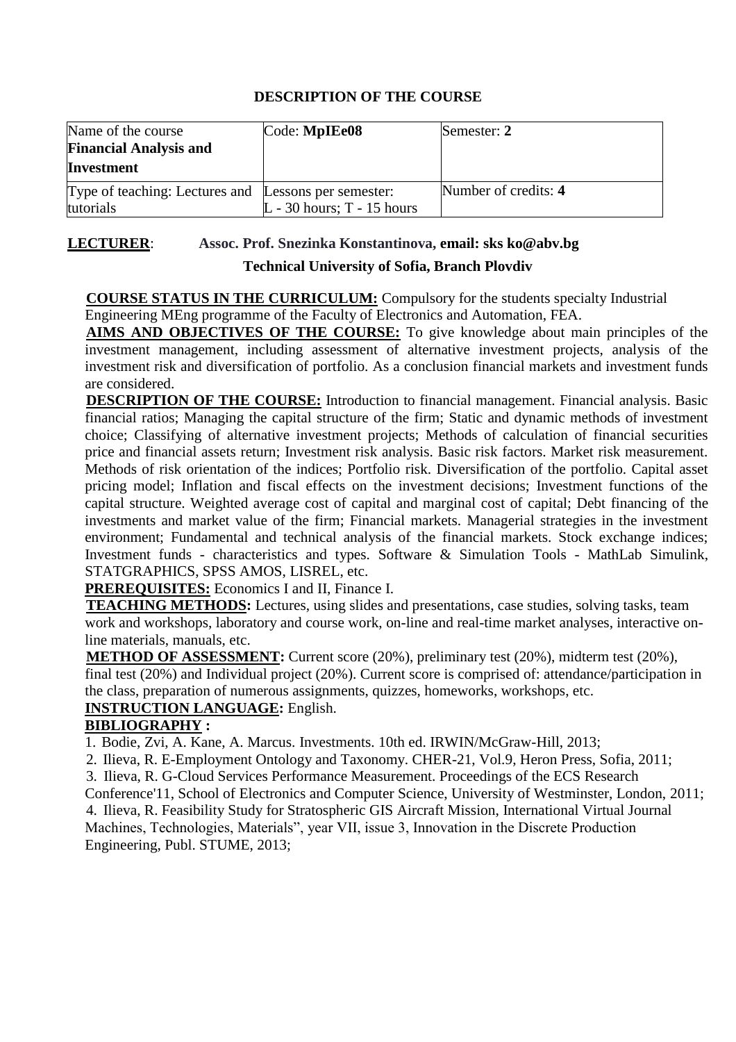## DESCRIPTION OF THE COURSE

| Name of the course **Financial Analysis and Investment** | Code: **MpIEe08** | Semester: **2** |
| --- | --- | --- |
| Type of teaching: Lectures and tutorials | Lessons per semester: L - 30 hours; T - 15 hours | Number of credits: **4** |

**LECTURER**: **Assoc. Prof. Snezinka Konstantinova, email: sks ko@abv.bg**

**Technical University of Sofia, Branch Plovdiv**

**COURSE STATUS IN THE CURRICULUM:** Compulsory for the students specialty Industrial Engineering MEng programme of the Faculty of Electronics and Automation, FEA.

**AIMS AND OBJECTIVES OF THE COURSE:** To give knowledge about main principles of the investment management, including assessment of alternative investment projects, analysis of the investment risk and diversification of portfolio. As a conclusion financial markets and investment funds are considered.

**DESCRIPTION OF THE COURSE:** Introduction to financial management. Financial analysis. Basic financial ratios; Managing the capital structure of the firm; Static and dynamic methods of investment choice; Classifying of alternative investment projects; Methods of calculation of financial securities price and financial assets return; Investment risk analysis. Basic risk factors. Market risk measurement. Methods of risk orientation of the indices; Portfolio risk. Diversification of the portfolio. Capital asset pricing model; Inflation and fiscal effects on the investment decisions; Investment functions of the capital structure. Weighted average cost of capital and marginal cost of capital; Debt financing of the investments and market value of the firm; Financial markets. Managerial strategies in the investment environment; Fundamental and technical analysis of the financial markets. Stock exchange indices; Investment funds - characteristics and types. Software & Simulation Tools - MathLab Simulink, STATGRAPHICS, SPSS AMOS, LISREL, etc.

**PREREQUISITES:** Economics I and II, Finance I.

**TEACHING METHODS:** Lectures, using slides and presentations, case studies, solving tasks, team work and workshops, laboratory and course work, on-line and real-time market analyses, interactive on-line materials, manuals, etc.

**METHOD OF ASSESSMENT:** Current score (20%), preliminary test (20%), midterm test (20%), final test (20%) and Individual project (20%). Current score is comprised of: attendance/participation in the class, preparation of numerous assignments, quizzes, homeworks, workshops, etc.

**INSTRUCTION LANGUAGE:** English.

**BIBLIOGRAPHY :**

1. Bodie, Zvi, A. Kane, A. Marcus. Investments. 10th ed. IRWIN/McGraw-Hill, 2013;
2. Ilieva, R. E-Employment Ontology and Taxonomy. CHER-21, Vol.9, Heron Press, Sofia, 2011;
3. Ilieva, R. G-Cloud Services Performance Measurement. Proceedings of the ECS Research Conference'11, School of Electronics and Computer Science, University of Westminster, London, 2011;
4. Ilieva, R. Feasibility Study for Stratospheric GIS Aircraft Mission, International Virtual Journal Machines, Technologies, Materials", year VII, issue 3, Innovation in the Discrete Production Engineering, Publ. STUME, 2013;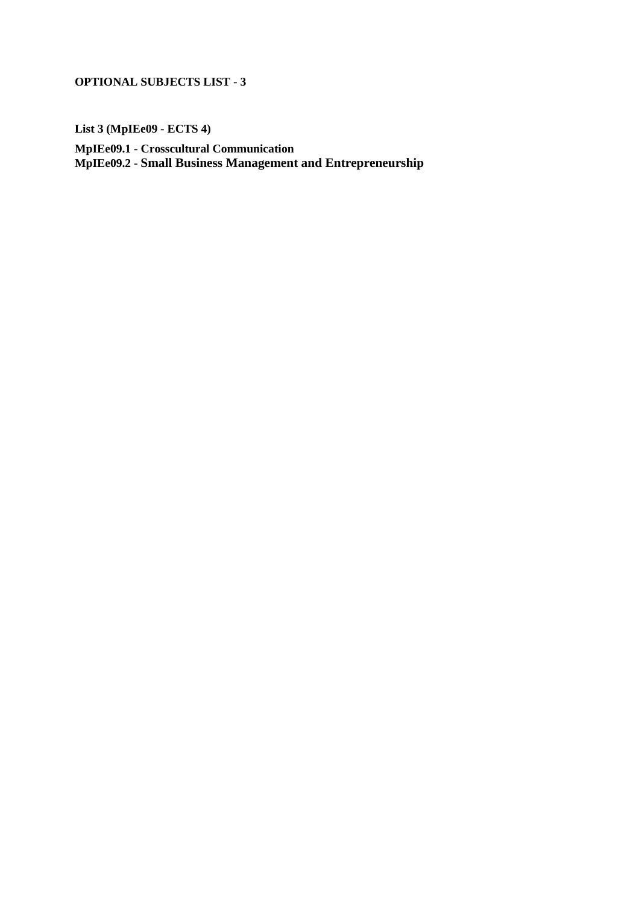**OPTIONAL SUBJECTS LIST - 3**

**List 3 (MpIEe09 - ECTS 4)**

**MpIEe09.1 - Crosscultural Communication**
**MpIEe09.2 - Small Business Management and Entrepreneurship**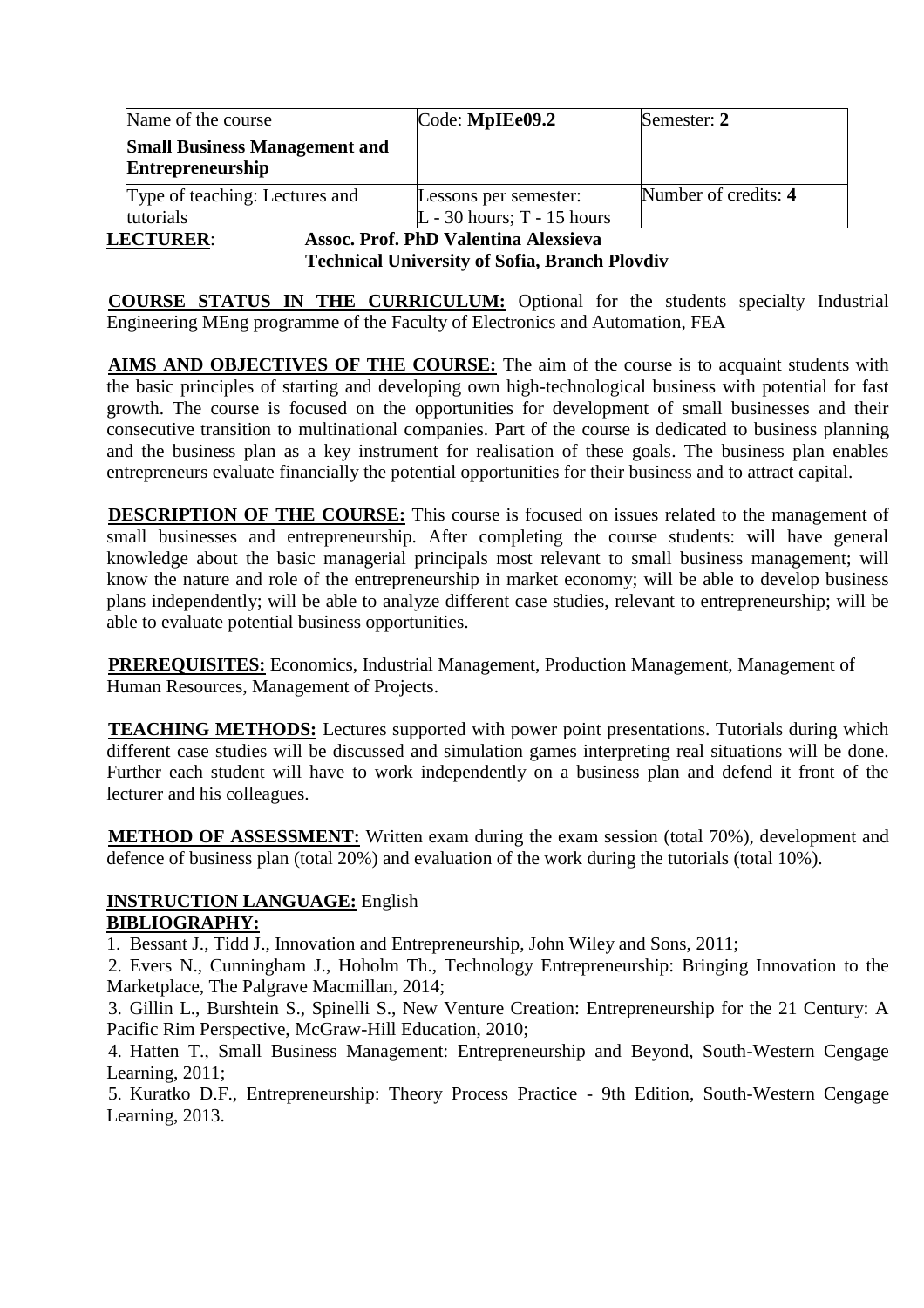| Name of the course **Small Business Management and Entrepreneurship** | Code: **MpIEe09.2** | Semester: **2** |
|---|---|---|
| Type of teaching: Lectures and tutorials | Lessons per semester: L - 30 hours; T - 15 hours | Number of credits: **4** |

**LECTURER**: **Assoc. Prof. PhD Valentina Alexsieva**
**Technical University of Sofia, Branch Plovdiv**

**COURSE STATUS IN THE CURRICULUM:** Optional for the students specialty Industrial Engineering MEng programme of the Faculty of Electronics and Automation, FEA

**AIMS AND OBJECTIVES OF THE COURSE:** The aim of the course is to acquaint students with the basic principles of starting and developing own high-technological business with potential for fast growth. The course is focused on the opportunities for development of small businesses and their consecutive transition to multinational companies. Part of the course is dedicated to business planning and the business plan as a key instrument for realisation of these goals. The business plan enables entrepreneurs evaluate financially the potential opportunities for their business and to attract capital.

**DESCRIPTION OF THE COURSE:** This course is focused on issues related to the management of small businesses and entrepreneurship. After completing the course students: will have general knowledge about the basic managerial principals most relevant to small business management; will know the nature and role of the entrepreneurship in market economy; will be able to develop business plans independently; will be able to analyze different case studies, relevant to entrepreneurship; will be able to evaluate potential business opportunities.

**PREREQUISITES:** Economics, Industrial Management, Production Management, Management of Human Resources, Management of Projects.

**TEACHING METHODS:** Lectures supported with power point presentations. Tutorials during which different case studies will be discussed and simulation games interpreting real situations will be done. Further each student will have to work independently on a business plan and defend it front of the lecturer and his colleagues.

**METHOD OF ASSESSMENT:** Written exam during the exam session (total 70%), development and defence of business plan (total 20%) and evaluation of the work during the tutorials (total 10%).

**INSTRUCTION LANGUAGE:** English

**BIBLIOGRAPHY:**

1. Bessant J., Tidd J., Innovation and Entrepreneurship, John Wiley and Sons, 2011;
2. Evers N., Cunningham J., Hoholm Th., Technology Entrepreneurship: Bringing Innovation to the Marketplace, The Palgrave Macmillan, 2014;
3. Gillin L., Burshtein S., Spinelli S., New Venture Creation: Entrepreneurship for the 21 Century: A Pacific Rim Perspective, McGraw-Hill Education, 2010;
4. Hatten T., Small Business Management: Entrepreneurship and Beyond, South-Western Cengage Learning, 2011;
5. Kuratko D.F., Entrepreneurship: Theory Process Practice - 9th Edition, South-Western Cengage Learning, 2013.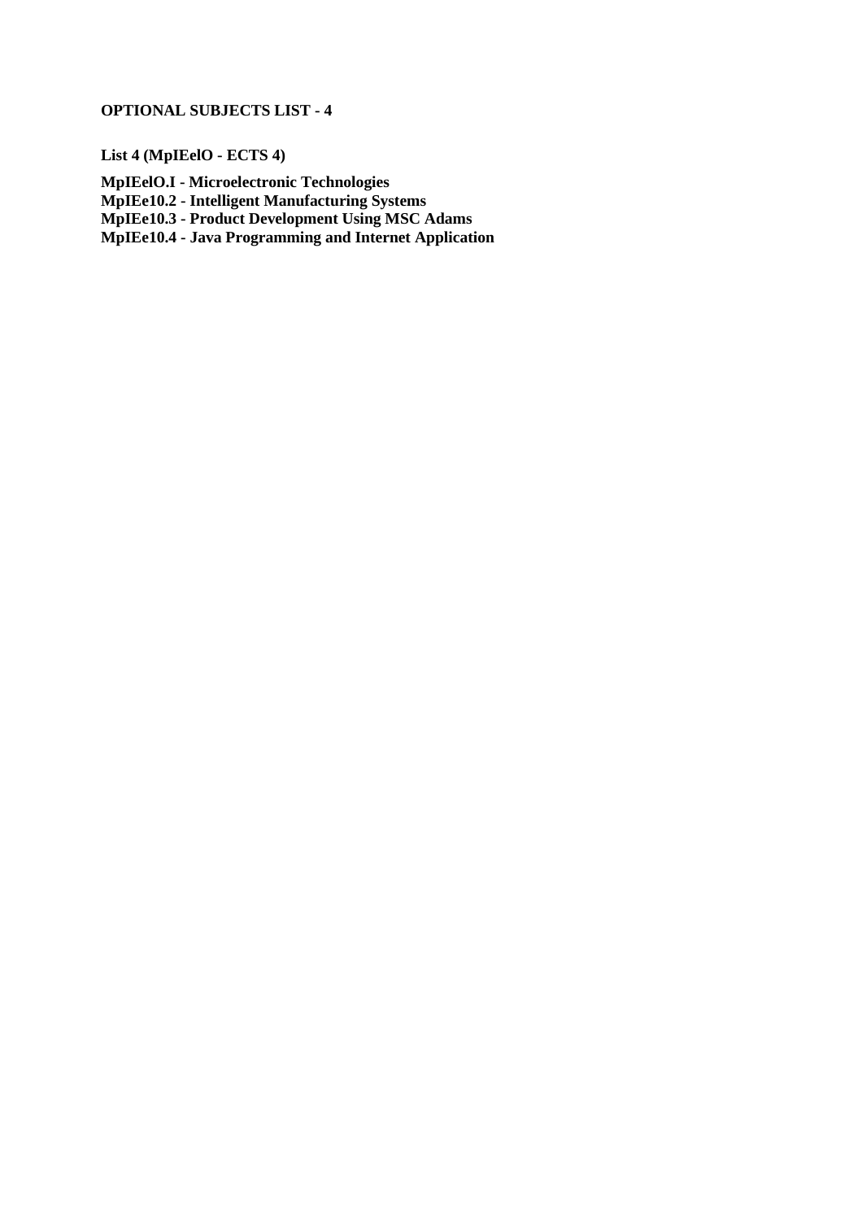**OPTIONAL SUBJECTS LIST - 4**

**List 4 (MpIEelO - ECTS 4)**

**MpIEelO.I - Microelectronic Technologies**
**MpIEe10.2 - Intelligent Manufacturing Systems**
**MpIEe10.3 - Product Development Using MSC Adams**
**MpIEe10.4 - Java Programming and Internet Application**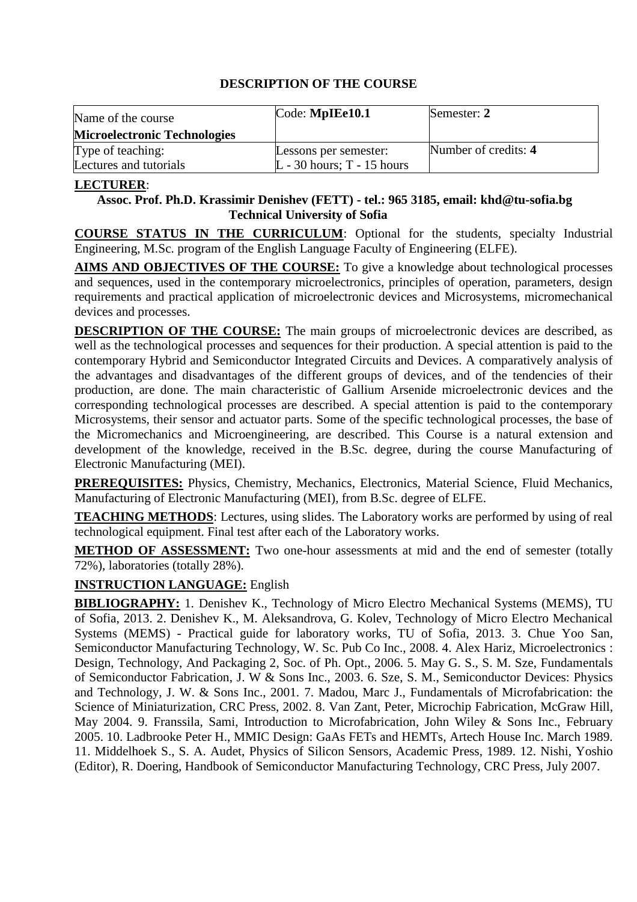## DESCRIPTION OF THE COURSE

| Name of the course **Microelectronic Technologies** | Code: **MpIEe10.1** | Semester: **2** |
|---|---|---|
| Type of teaching: Lectures and tutorials | Lessons per semester: L - 30 hours; T - 15 hours | Number of credits: **4** |

**LECTURER**:

**Assoc. Prof. Ph.D. Krassimir Denishev (FETT) - tel.: 965 3185, email: khd@tu-sofia.bg Technical University of Sofia**

**COURSE STATUS IN THE CURRICULUM**: Optional for the students, specialty Industrial Engineering, M.Sc. program of the English Language Faculty of Engineering (ELFE).

**AIMS AND OBJECTIVES OF THE COURSE:** To give a knowledge about technological processes and sequences, used in the contemporary microelectronics, principles of operation, parameters, design requirements and practical application of microelectronic devices and Microsystems, micromechanical devices and processes.

**DESCRIPTION OF THE COURSE:** The main groups of microelectronic devices are described, as well as the technological processes and sequences for their production. A special attention is paid to the contemporary Hybrid and Semiconductor Integrated Circuits and Devices. A comparatively analysis of the advantages and disadvantages of the different groups of devices, and of the tendencies of their production, are done. The main characteristic of Gallium Arsenide microelectronic devices and the corresponding technological processes are described. A special attention is paid to the contemporary Microsystems, their sensor and actuator parts. Some of the specific technological processes, the base of the Micromechanics and Microengineering, are described. This Course is a natural extension and development of the knowledge, received in the B.Sc. degree, during the course Manufacturing of Electronic Manufacturing (MEI).

**PREREQUISITES:** Physics, Chemistry, Mechanics, Electronics, Material Science, Fluid Mechanics, Manufacturing of Electronic Manufacturing (MEI), from B.Sc. degree of ELFE.

**TEACHING METHODS**: Lectures, using slides. The Laboratory works are performed by using of real technological equipment. Final test after each of the Laboratory works.

**METHOD OF ASSESSMENT:** Two one-hour assessments at mid and the end of semester (totally 72%), laboratories (totally 28%).

**INSTRUCTION LANGUAGE:** English

**BIBLIOGRAPHY:** 1. Denishev K., Technology of Micro Electro Mechanical Systems (MEMS), TU of Sofia, 2013. 2. Denishev K., M. Aleksandrova, G. Kolev, Technology of Micro Electro Mechanical Systems (MEMS) - Practical guide for laboratory works, TU of Sofia, 2013. 3. Chue Yoo San, Semiconductor Manufacturing Technology, W. Sc. Pub Co Inc., 2008. 4. Alex Hariz, Microelectronics : Design, Technology, And Packaging 2, Soc. of Ph. Opt., 2006. 5. May G. S., S. M. Sze, Fundamentals of Semiconductor Fabrication, J. W & Sons Inc., 2003. 6. Sze, S. M., Semiconductor Devices: Physics and Technology, J. W. & Sons Inc., 2001. 7. Madou, Marc J., Fundamentals of Microfabrication: the Science of Miniaturization, CRC Press, 2002. 8. Van Zant, Peter, Microchip Fabrication, McGraw Hill, May 2004. 9. Franssila, Sami, Introduction to Microfabrication, John Wiley & Sons Inc., February 2005. 10. Ladbrooke Peter H., MMIC Design: GaAs FETs and HEMTs, Artech House Inc. March 1989. 11. Middelhoek S., S. A. Audet, Physics of Silicon Sensors, Academic Press, 1989. 12. Nishi, Yoshio (Editor), R. Doering, Handbook of Semiconductor Manufacturing Technology, CRC Press, July 2007.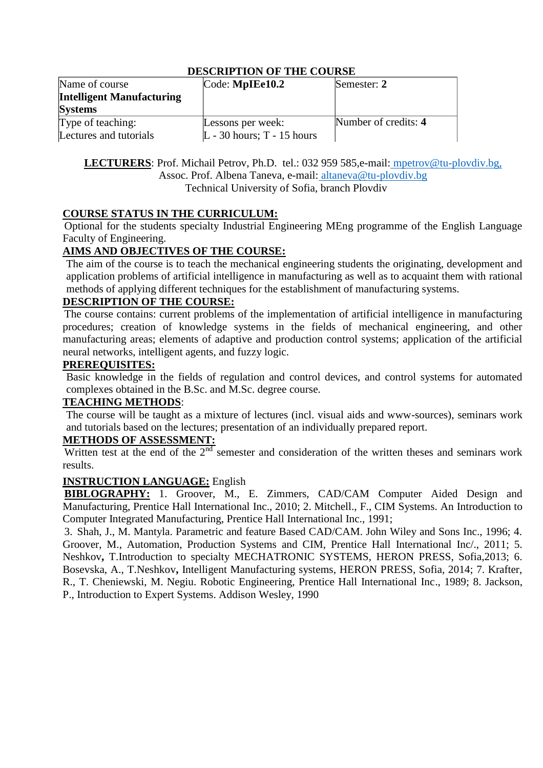## DESCRIPTION OF THE COURSE

| Name of course **Intelligent Manufacturing Systems** | Code: **MpIEe10.2** | Semester: **2** |
|---|---|---|
| Type of teaching: Lectures and tutorials | Lessons per week: L - 30 hours; T - 15 hours | Number of credits: **4** |

**LECTURERS**: Prof. Michail Petrov, Ph.D. tel.: 032 959 585,e-mail: mpetrov@tu-plovdiv.bg,
Assoc. Prof. Albena Taneva, e-mail: altaneva@tu-plovdiv.bg
Technical University of Sofia, branch Plovdiv

**COURSE STATUS IN THE CURRICULUM:**
Optional for the students specialty Industrial Engineering MEng programme of the English Language Faculty of Engineering.

**AIMS AND OBJECTIVES OF THE COURSE:**
The aim of the course is to teach the mechanical engineering students the originating, development and application problems of artificial intelligence in manufacturing as well as to acquaint them with rational methods of applying different techniques for the establishment of manufacturing systems.

**DESCRIPTION OF THE COURSE:**
The course contains: current problems of the implementation of artificial intelligence in manufacturing procedures; creation of knowledge systems in the fields of mechanical engineering, and other manufacturing areas; elements of adaptive and production control systems; application of the artificial neural networks, intelligent agents, and fuzzy logic.

**PREREQUISITES:**
Basic knowledge in the fields of regulation and control devices, and control systems for automated complexes obtained in the B.Sc. and M.Sc. degree course.

**TEACHING METHODS**:
The course will be taught as a mixture of lectures (incl. visual aids and www-sources), seminars work and tutorials based on the lectures; presentation of an individually prepared report.

**METHODS OF ASSESSMENT:**
Written test at the end of the 2nd semester and consideration of the written theses and seminars work results.

**INSTRUCTION LANGUAGE:** English

**BIBLOGRAPHY:** 1. Groover, M., E. Zimmers, CAD/CAM Computer Aided Design and Manufacturing, Prentice Hall International Inc., 2010; 2. Mitchell., F., CIM Systems. An Introduction to Computer Integrated Manufacturing, Prentice Hall International Inc., 1991;
3. Shah, J., M. Mantyla. Parametric and feature Based CAD/CAM. John Wiley and Sons Inc., 1996; 4. Groover, M., Automation, Production Systems and CIM, Prentice Hall International Inc/., 2011; 5. Neshkov**,** T.Introduction to specialty MECHATRONIC SYSTEMS, HERON PRESS, Sofia,2013; 6. Bosevska, A., T.Neshkov**,** Intelligent Manufacturing systems, HERON PRESS, Sofia, 2014; 7. Krafter, R., T. Cheniewski, M. Negiu. Robotic Engineering, Prentice Hall International Inc., 1989; 8. Jackson, P., Introduction to Expert Systems. Addison Wesley, 1990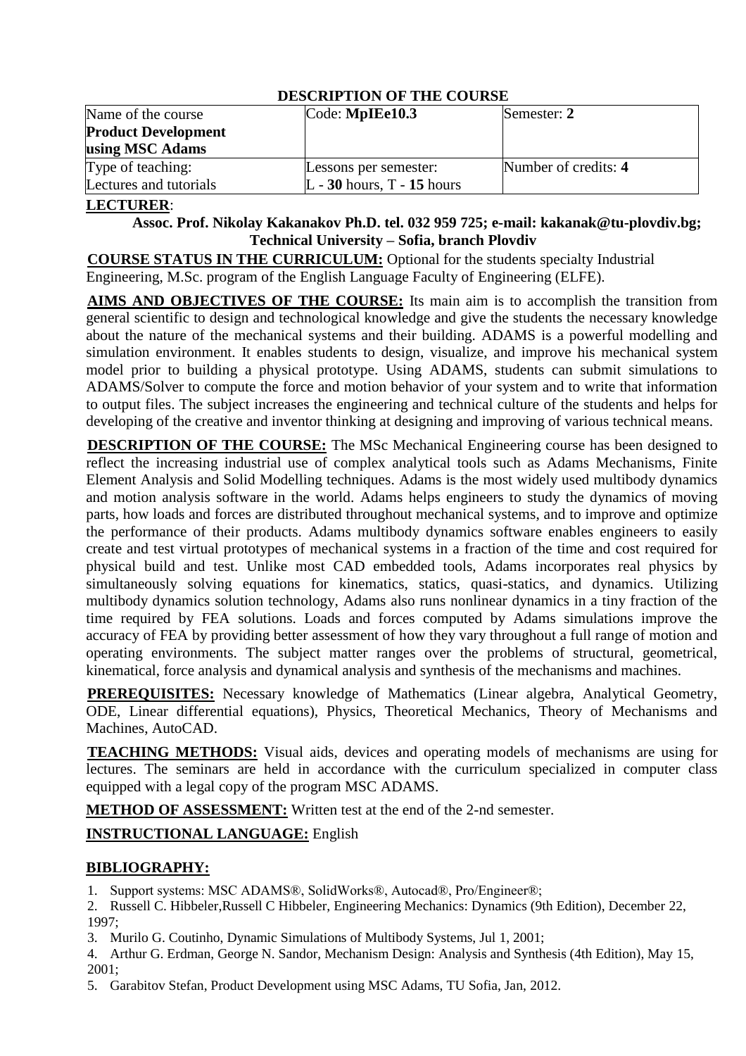## DESCRIPTION OF THE COURSE

| Name of the course **Product Development using MSC Adams** | Code: **MpIEe10.3** | Semester: **2** |
|---|---|---|
| Type of teaching: Lectures and tutorials | Lessons per semester: L - **30** hours, T - **15** hours | Number of credits: **4** |

**LECTURER**:

**Assoc. Prof. Nikolay Kakanakov Ph.D. tel. 032 959 725; e-mail: kakanak@tu-plovdiv.bg; Technical University – Sofia, branch Plovdiv**

**COURSE STATUS IN THE CURRICULUM:** Optional for the students specialty Industrial Engineering, M.Sc. program of the English Language Faculty of Engineering (ELFE).

**AIMS AND OBJECTIVES OF THE COURSE:** Its main aim is to accomplish the transition from general scientific to design and technological knowledge and give the students the necessary knowledge about the nature of the mechanical systems and their building. ADAMS is a powerful modelling and simulation environment. It enables students to design, visualize, and improve his mechanical system model prior to building a physical prototype. Using ADAMS, students can submit simulations to ADAMS/Solver to compute the force and motion behavior of your system and to write that information to output files. The subject increases the engineering and technical culture of the students and helps for developing of the creative and inventor thinking at designing and improving of various technical means.

**DESCRIPTION OF THE COURSE:** The MSc Mechanical Engineering course has been designed to reflect the increasing industrial use of complex analytical tools such as Adams Mechanisms, Finite Element Analysis and Solid Modelling techniques. Adams is the most widely used multibody dynamics and motion analysis software in the world. Adams helps engineers to study the dynamics of moving parts, how loads and forces are distributed throughout mechanical systems, and to improve and optimize the performance of their products. Adams multibody dynamics software enables engineers to easily create and test virtual prototypes of mechanical systems in a fraction of the time and cost required for physical build and test. Unlike most CAD embedded tools, Adams incorporates real physics by simultaneously solving equations for kinematics, statics, quasi-statics, and dynamics. Utilizing multibody dynamics solution technology, Adams also runs nonlinear dynamics in a tiny fraction of the time required by FEA solutions. Loads and forces computed by Adams simulations improve the accuracy of FEA by providing better assessment of how they vary throughout a full range of motion and operating environments. The subject matter ranges over the problems of structural, geometrical, kinematical, force analysis and dynamical analysis and synthesis of the mechanisms and machines.

**PREREQUISITES:** Necessary knowledge of Mathematics (Linear algebra, Analytical Geometry, ODE, Linear differential equations), Physics, Theoretical Mechanics, Theory of Mechanisms and Machines, AutoCAD.

**TEACHING METHODS:** Visual aids, devices and operating models of mechanisms are using for lectures. The seminars are held in accordance with the curriculum specialized in computer class equipped with a legal copy of the program MSC ADAMS.

**METHOD OF ASSESSMENT:** Written test at the end of the 2-nd semester.

**INSTRUCTIONAL LANGUAGE:** English

**BIBLIOGRAPHY:**

1. Support systems: MSC ADAMS®, SolidWorks®, Autocad®, Pro/Engineer®;
2. Russell C. Hibbeler,Russell C Hibbeler, Engineering Mechanics: Dynamics (9th Edition), December 22, 1997;
3. Murilo G. Coutinho, Dynamic Simulations of Multibody Systems, Jul 1, 2001;
4. Arthur G. Erdman, George N. Sandor, Mechanism Design: Analysis and Synthesis (4th Edition), May 15, 2001;
5. Garabitov Stefan, Product Development using MSC Adams, TU Sofia, Jan, 2012.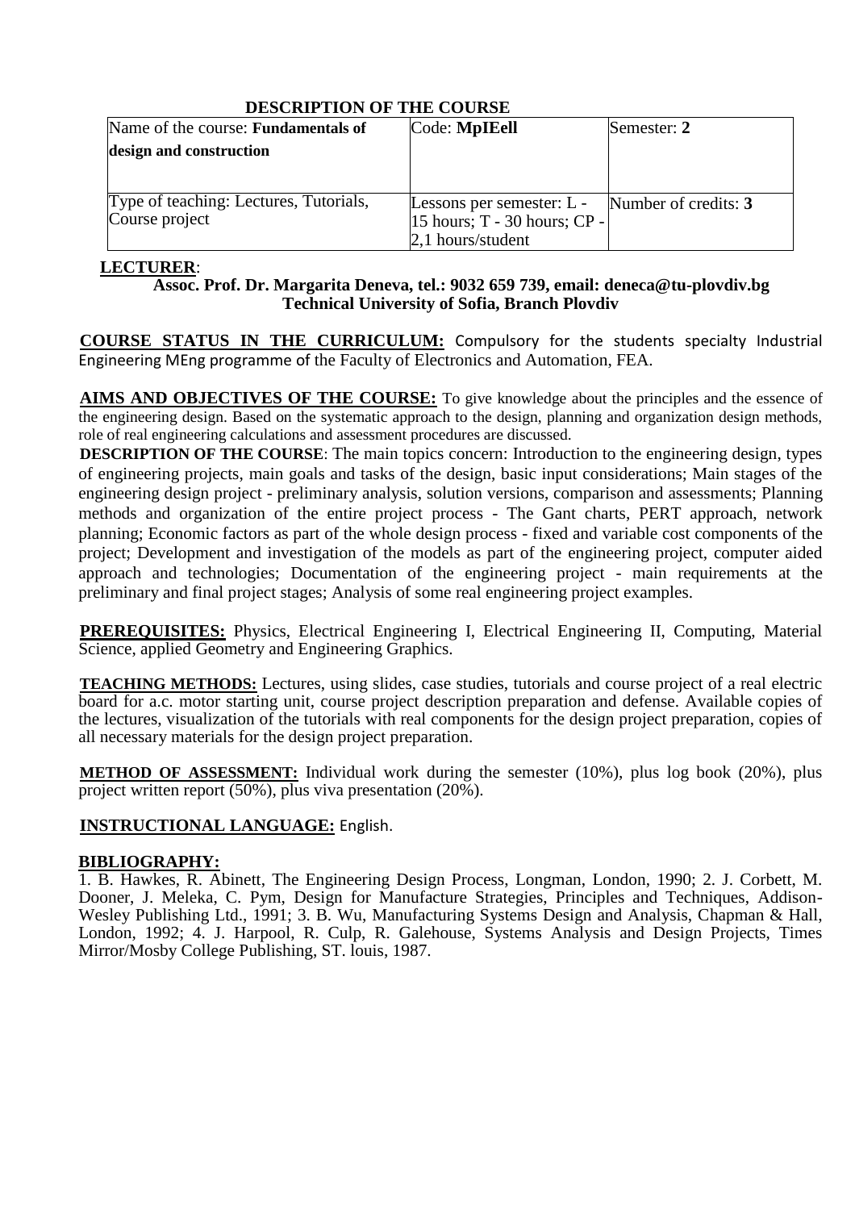## DESCRIPTION OF THE COURSE

| Name of the course: **Fundamentals of design and construction** | Code: **MpIEell** | Semester: **2** |
|---|---|---|
| Type of teaching: Lectures, Tutorials, Course project | Lessons per semester: L - 15 hours; T - 30 hours; CP - 2,1 hours/student | Number of credits: **3** |

**LECTURER**:

**Assoc. Prof. Dr. Margarita Deneva, tel.: 9032 659 739, email: deneca@tu-plovdiv.bg**
**Technical University of Sofia, Branch Plovdiv**

**COURSE STATUS IN THE CURRICULUM:** Compulsory for the students specialty Industrial Engineering MEng programme of the Faculty of Electronics and Automation, FEA.

**AIMS AND OBJECTIVES OF THE COURSE:** To give knowledge about the principles and the essence of the engineering design. Based on the systematic approach to the design, planning and organization design methods, role of real engineering calculations and assessment procedures are discussed.

**DESCRIPTION OF THE COURSE**: The main topics concern: Introduction to the engineering design, types of engineering projects, main goals and tasks of the design, basic input considerations; Main stages of the engineering design project - preliminary analysis, solution versions, comparison and assessments; Planning methods and organization of the entire project process - The Gant charts, PERT approach, network planning; Economic factors as part of the whole design process - fixed and variable cost components of the project; Development and investigation of the models as part of the engineering project, computer aided approach and technologies; Documentation of the engineering project - main requirements at the preliminary and final project stages; Analysis of some real engineering project examples.

**PREREQUISITES:** Physics, Electrical Engineering I, Electrical Engineering II, Computing, Material Science, applied Geometry and Engineering Graphics.

**TEACHING METHODS:** Lectures, using slides, case studies, tutorials and course project of a real electric board for a.c. motor starting unit, course project description preparation and defense. Available copies of the lectures, visualization of the tutorials with real components for the design project preparation, copies of all necessary materials for the design project preparation.

**METHOD OF ASSESSMENT:** Individual work during the semester (10%), plus log book (20%), plus project written report (50%), plus viva presentation (20%).

**INSTRUCTIONAL LANGUAGE:** English.

**BIBLIOGRAPHY:**
1. B. Hawkes, R. Abinett, The Engineering Design Process, Longman, London, 1990; 2. J. Corbett, M. Dooner, J. Meleka, C. Pym, Design for Manufacture Strategies, Principles and Techniques, Addison-Wesley Publishing Ltd., 1991; 3. B. Wu, Manufacturing Systems Design and Analysis, Chapman & Hall, London, 1992; 4. J. Harpool, R. Culp, R. Galehouse, Systems Analysis and Design Projects, Times Mirror/Mosby College Publishing, ST. louis, 1987.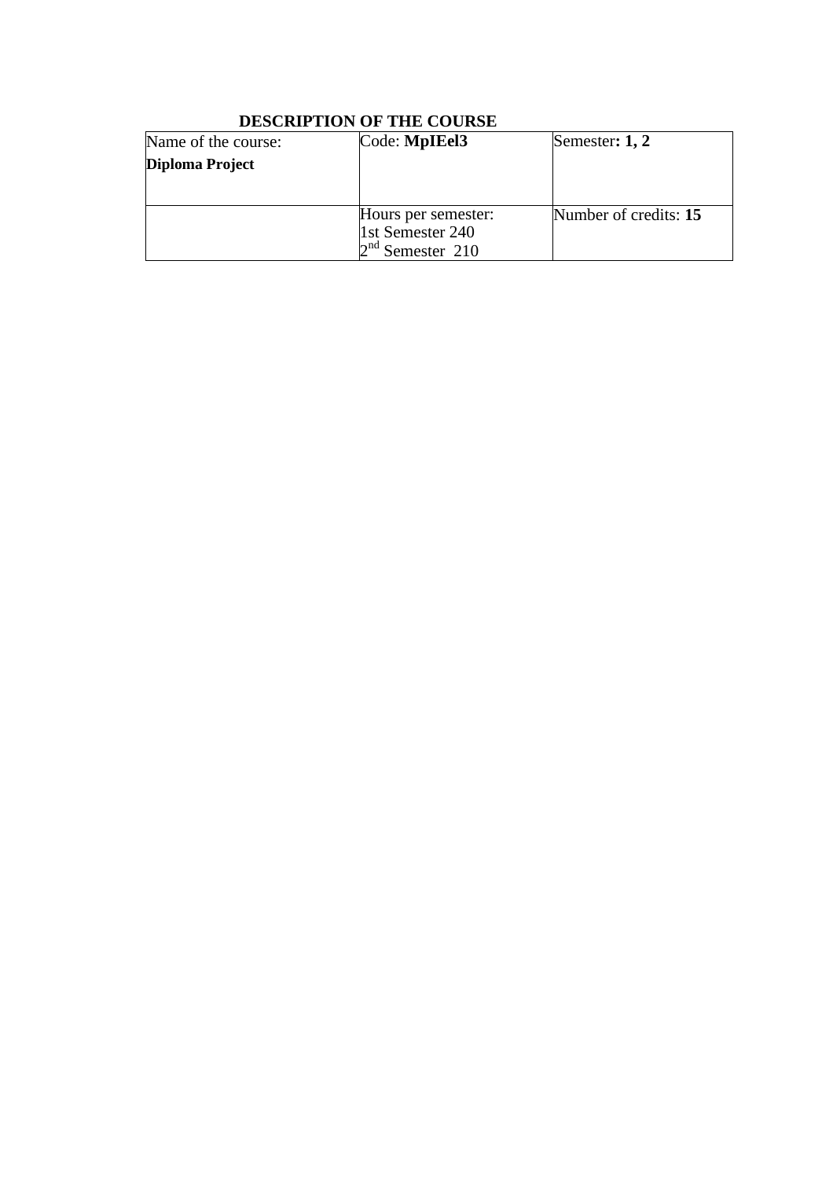## DESCRIPTION OF THE COURSE

| | | |
|---|---|---|
| Name of the course:<br>**Diploma Project** | Code: **MpIEel3** | Semester**: 1, 2** |
| | Hours per semester:<br>1st Semester 240<br>2nd Semester 210 | Number of credits: **15** |